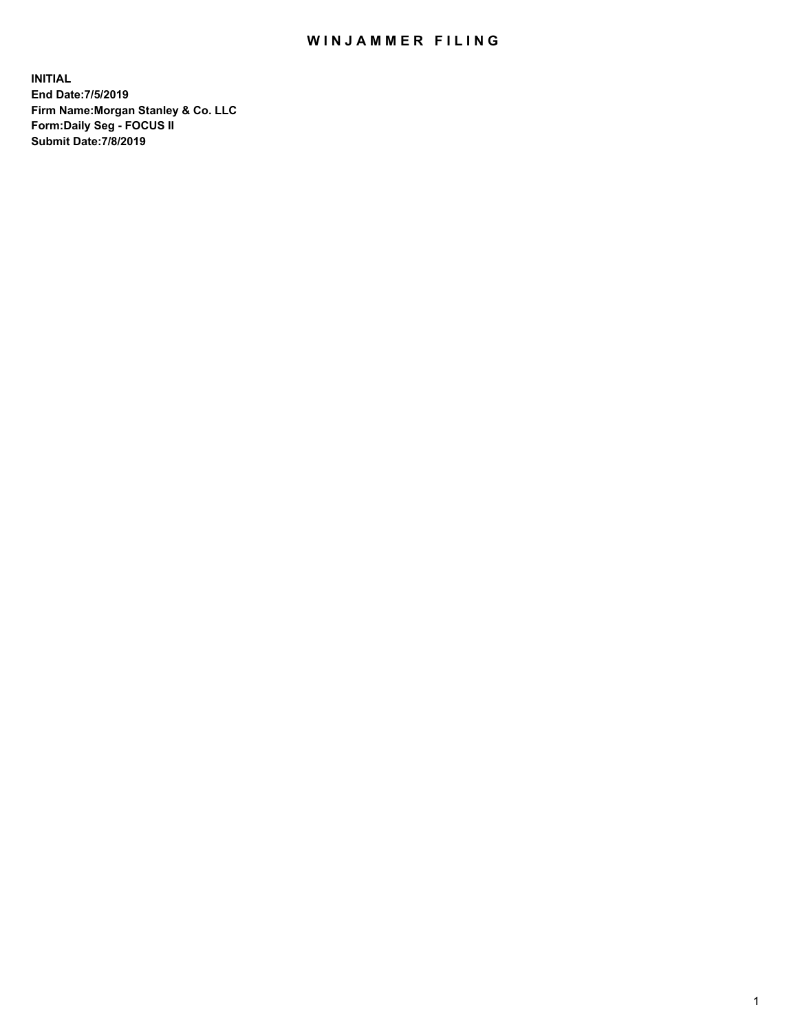# WINJAMMER FILING

**INITIAL**
**End Date:7/5/2019**
**Firm Name:Morgan Stanley & Co. LLC**
**Form:Daily Seg - FOCUS II**
**Submit Date:7/8/2019**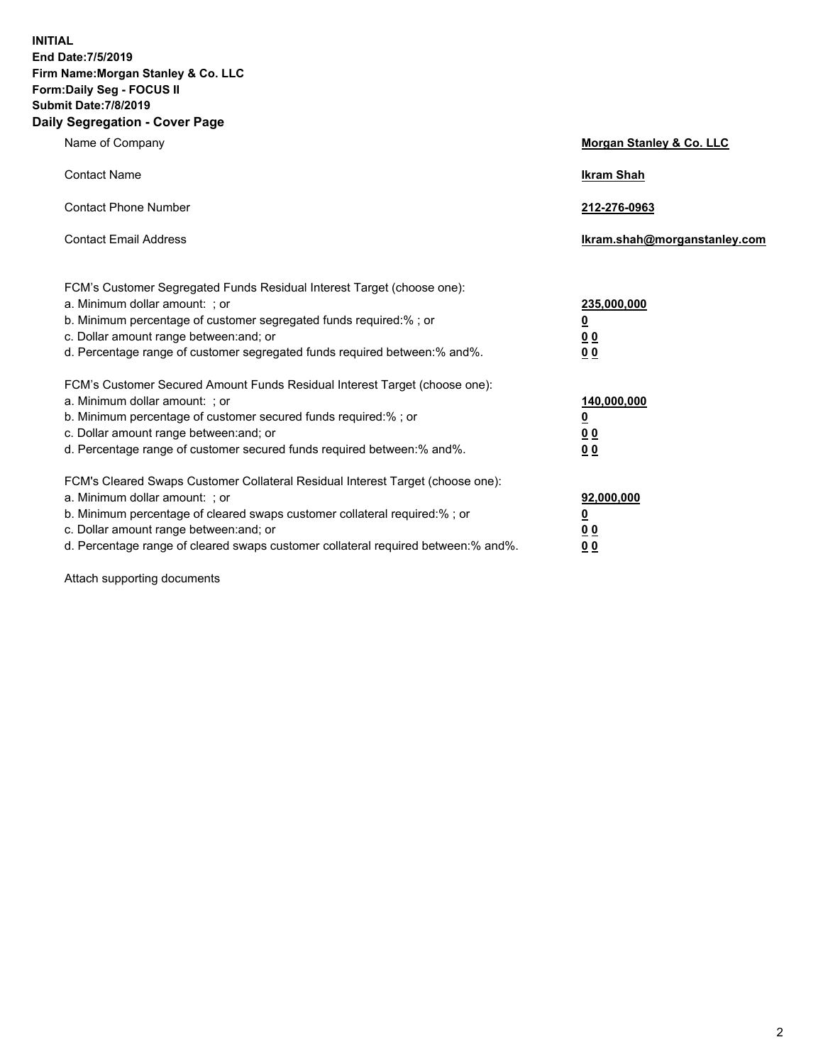**INITIAL**
**End Date:7/5/2019**
**Firm Name:Morgan Stanley & Co. LLC**
**Form:Daily Seg - FOCUS II**
**Submit Date:7/8/2019**

## Daily Segregation - Cover Page

| | |
|---|---|
| Name of Company | **Morgan Stanley & Co. LLC** |
| Contact Name | **Ikram Shah** |
| Contact Phone Number | **212-276-0963** |
| Contact Email Address | **Ikram.shah@morganstanley.com** |

| | |
|---|---|
| FCM's Customer Segregated Funds Residual Interest Target (choose one): | |
| a. Minimum dollar amount: ; or | **235,000,000** |
| b. Minimum percentage of customer segregated funds required:% ; or | **0** |
| c. Dollar amount range between:and; or | **0 0** |
| d. Percentage range of customer segregated funds required between:% and%. | **0 0** |
| FCM's Customer Secured Amount Funds Residual Interest Target (choose one): | |
| a. Minimum dollar amount: ; or | **140,000,000** |
| b. Minimum percentage of customer secured funds required:% ; or | **0** |
| c. Dollar amount range between:and; or | **0 0** |
| d. Percentage range of customer secured funds required between:% and%. | **0 0** |
| FCM's Cleared Swaps Customer Collateral Residual Interest Target (choose one): | |
| a. Minimum dollar amount: ; or | **92,000,000** |
| b. Minimum percentage of cleared swaps customer collateral required:% ; or | **0** |
| c. Dollar amount range between:and; or | **0 0** |
| d. Percentage range of cleared swaps customer collateral required between:% and%. | **0 0** |

Attach supporting documents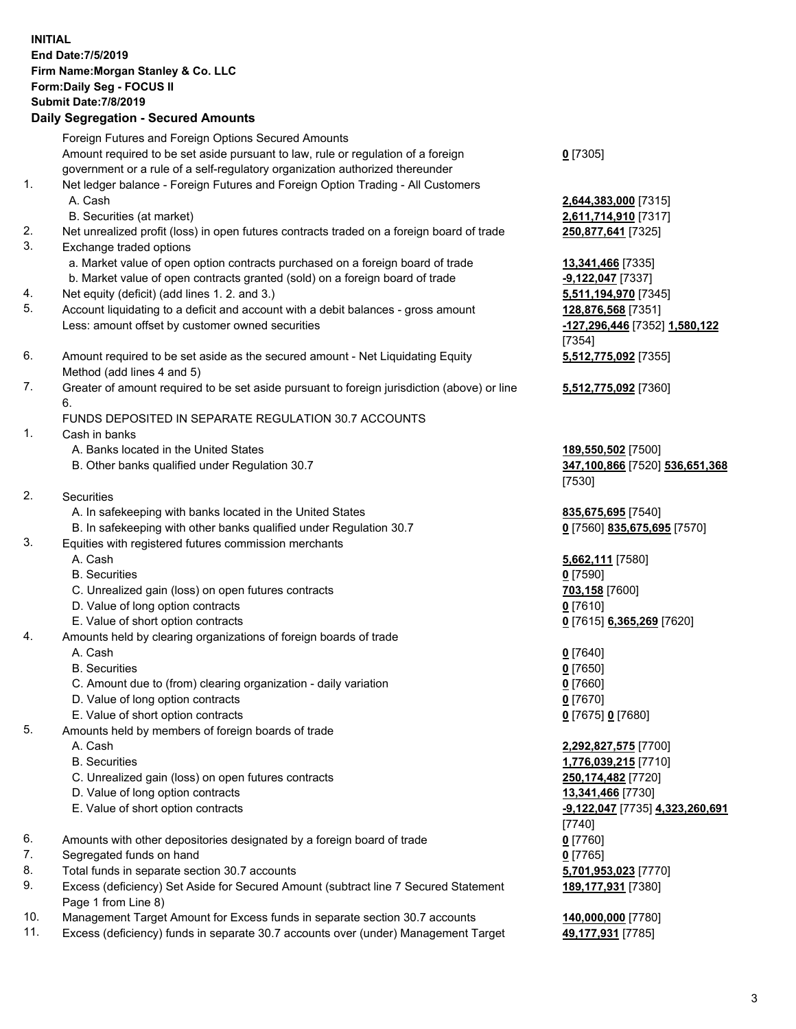**INITIAL**
**End Date:7/5/2019**
**Firm Name:Morgan Stanley & Co. LLC**
**Form:Daily Seg - FOCUS II**
**Submit Date:7/8/2019**

### Daily Segregation - Secured Amounts

| | | |
|---|---|---|
| | Foreign Futures and Foreign Options Secured Amounts | |
| | Amount required to be set aside pursuant to law, rule or regulation of a foreign government or a rule of a self-regulatory organization authorized thereunder | **0** [7305] |
| 1. | Net ledger balance - Foreign Futures and Foreign Option Trading - All Customers | |
| | A. Cash | **2,644,383,000** [7315] |
| | B. Securities (at market) | **2,611,714,910** [7317] |
| 2. | Net unrealized profit (loss) in open futures contracts traded on a foreign board of trade | **250,877,641** [7325] |
| 3. | Exchange traded options | |
| | a. Market value of open option contracts purchased on a foreign board of trade | **13,341,466** [7335] |
| | b. Market value of open contracts granted (sold) on a foreign board of trade | **-9,122,047** [7337] |
| 4. | Net equity (deficit) (add lines 1. 2. and 3.) | **5,511,194,970** [7345] |
| 5. | Account liquidating to a deficit and account with a debit balances - gross amount | **128,876,568** [7351] |
| | Less: amount offset by customer owned securities | **-127,296,446** [7352] **1,580,122** [7354] |
| 6. | Amount required to be set aside as the secured amount - Net Liquidating Equity Method (add lines 4 and 5) | **5,512,775,092** [7355] |
| 7. | Greater of amount required to be set aside pursuant to foreign jurisdiction (above) or line 6. | **5,512,775,092** [7360] |
| | FUNDS DEPOSITED IN SEPARATE REGULATION 30.7 ACCOUNTS | |
| 1. | Cash in banks | |
| | A. Banks located in the United States | **189,550,502** [7500] |
| | B. Other banks qualified under Regulation 30.7 | **347,100,866** [7520] **536,651,368** [7530] |
| 2. | Securities | |
| | A. In safekeeping with banks located in the United States | **835,675,695** [7540] |
| | B. In safekeeping with other banks qualified under Regulation 30.7 | **0** [7560] **835,675,695** [7570] |
| 3. | Equities with registered futures commission merchants | |
| | A. Cash | **5,662,111** [7580] |
| | B. Securities | **0** [7590] |
| | C. Unrealized gain (loss) on open futures contracts | **703,158** [7600] |
| | D. Value of long option contracts | **0** [7610] |
| | E. Value of short option contracts | **0** [7615] **6,365,269** [7620] |
| 4. | Amounts held by clearing organizations of foreign boards of trade | |
| | A. Cash | **0** [7640] |
| | B. Securities | **0** [7650] |
| | C. Amount due to (from) clearing organization - daily variation | **0** [7660] |
| | D. Value of long option contracts | **0** [7670] |
| | E. Value of short option contracts | **0** [7675] **0** [7680] |
| 5. | Amounts held by members of foreign boards of trade | |
| | A. Cash | **2,292,827,575** [7700] |
| | B. Securities | **1,776,039,215** [7710] |
| | C. Unrealized gain (loss) on open futures contracts | **250,174,482** [7720] |
| | D. Value of long option contracts | **13,341,466** [7730] |
| | E. Value of short option contracts | **-9,122,047** [7735] **4,323,260,691** [7740] |
| 6. | Amounts with other depositories designated by a foreign board of trade | **0** [7760] |
| 7. | Segregated funds on hand | **0** [7765] |
| 8. | Total funds in separate section 30.7 accounts | **5,701,953,023** [7770] |
| 9. | Excess (deficiency) Set Aside for Secured Amount (subtract line 7 Secured Statement Page 1 from Line 8) | **189,177,931** [7380] |
| 10. | Management Target Amount for Excess funds in separate section 30.7 accounts | **140,000,000** [7780] |
| 11. | Excess (deficiency) funds in separate 30.7 accounts over (under) Management Target | **49,177,931** [7785] |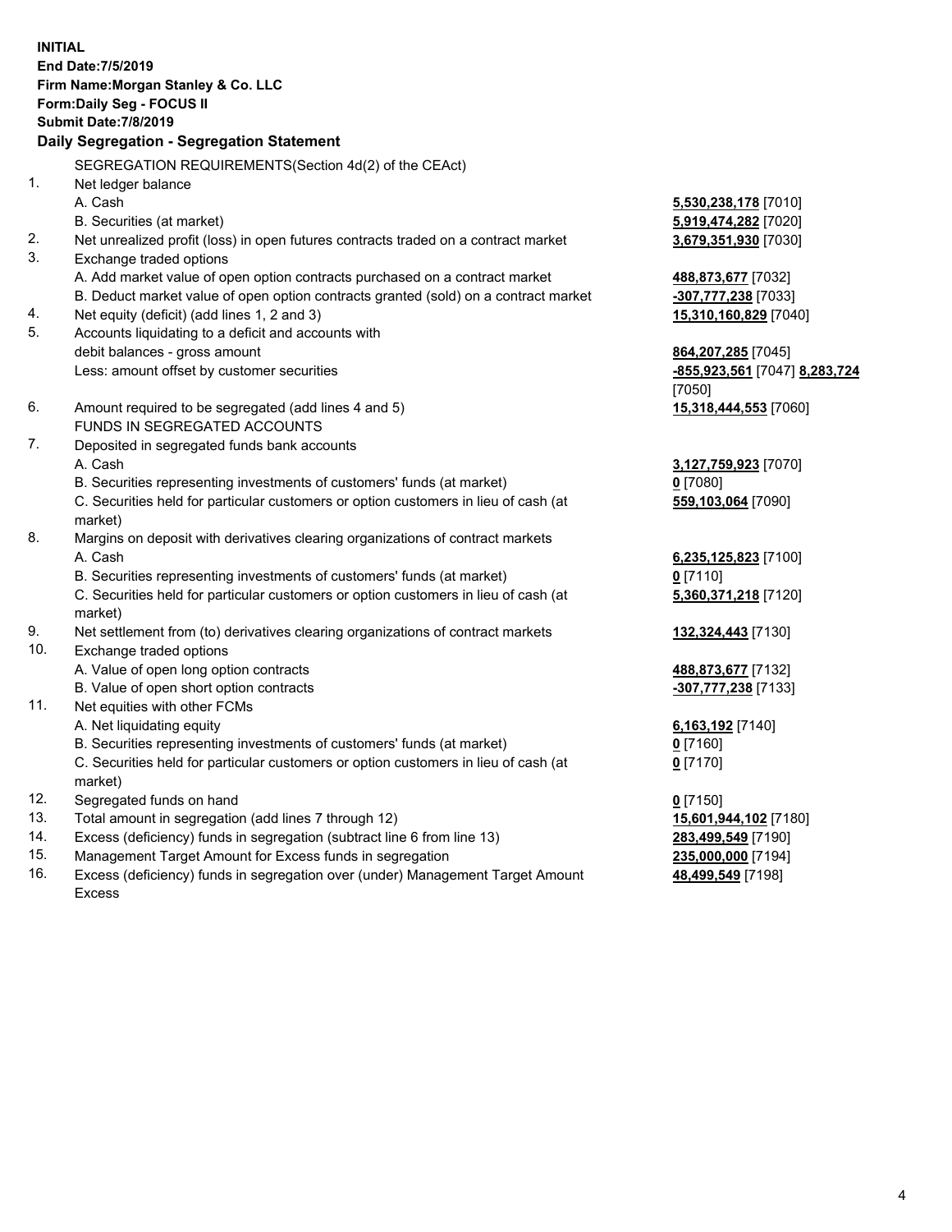**INITIAL**
**End Date:7/5/2019**
**Firm Name:Morgan Stanley & Co. LLC**
**Form:Daily Seg - FOCUS II**
**Submit Date:7/8/2019**

### Daily Segregation - Segregation Statement

SEGREGATION REQUIREMENTS(Section 4d(2) of the CEAct)

| | | |
|---|---|---|
| 1. | Net ledger balance | |
| | A. Cash | **5,530,238,178** [7010] |
| | B. Securities (at market) | **5,919,474,282** [7020] |
| 2. | Net unrealized profit (loss) in open futures contracts traded on a contract market | **3,679,351,930** [7030] |
| 3. | Exchange traded options | |
| | A. Add market value of open option contracts purchased on a contract market | **488,873,677** [7032] |
| | B. Deduct market value of open option contracts granted (sold) on a contract market | **-307,777,238** [7033] |
| 4. | Net equity (deficit) (add lines 1, 2 and 3) | **15,310,160,829** [7040] |
| 5. | Accounts liquidating to a deficit and accounts with debit balances - gross amount | **864,207,285** [7045] |
| | Less: amount offset by customer securities | **-855,923,561** [7047] **8,283,724** [7050] |
| 6. | Amount required to be segregated (add lines 4 and 5) | **15,318,444,553** [7060] |
| | FUNDS IN SEGREGATED ACCOUNTS | |
| 7. | Deposited in segregated funds bank accounts | |
| | A. Cash | **3,127,759,923** [7070] |
| | B. Securities representing investments of customers' funds (at market) | **0** [7080] |
| | C. Securities held for particular customers or option customers in lieu of cash (at market) | **559,103,064** [7090] |
| 8. | Margins on deposit with derivatives clearing organizations of contract markets | |
| | A. Cash | **6,235,125,823** [7100] |
| | B. Securities representing investments of customers' funds (at market) | **0** [7110] |
| | C. Securities held for particular customers or option customers in lieu of cash (at market) | **5,360,371,218** [7120] |
| 9. | Net settlement from (to) derivatives clearing organizations of contract markets | **132,324,443** [7130] |
| 10. | Exchange traded options | |
| | A. Value of open long option contracts | **488,873,677** [7132] |
| | B. Value of open short option contracts | **-307,777,238** [7133] |
| 11. | Net equities with other FCMs | |
| | A. Net liquidating equity | **6,163,192** [7140] |
| | B. Securities representing investments of customers' funds (at market) | **0** [7160] |
| | C. Securities held for particular customers or option customers in lieu of cash (at market) | **0** [7170] |
| 12. | Segregated funds on hand | **0** [7150] |
| 13. | Total amount in segregation (add lines 7 through 12) | **15,601,944,102** [7180] |
| 14. | Excess (deficiency) funds in segregation (subtract line 6 from line 13) | **283,499,549** [7190] |
| 15. | Management Target Amount for Excess funds in segregation | **235,000,000** [7194] |
| 16. | Excess (deficiency) funds in segregation over (under) Management Target Amount Excess | **48,499,549** [7198] |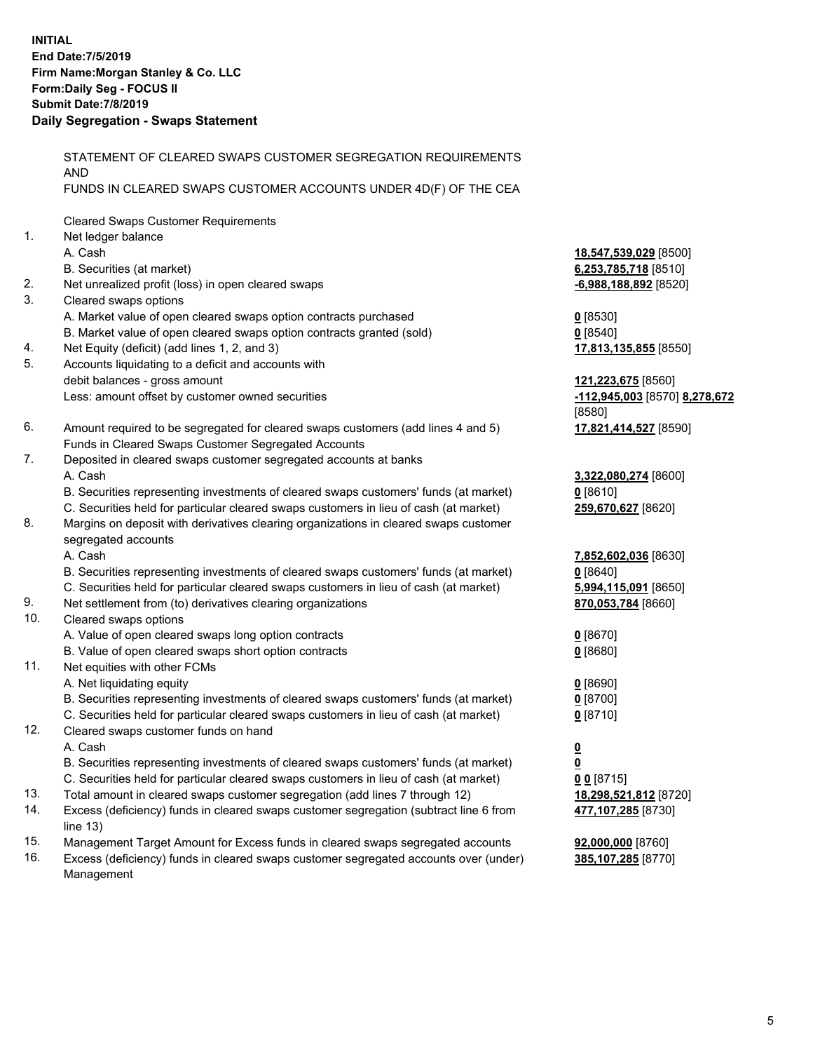**INITIAL**
**End Date:7/5/2019**
**Firm Name:Morgan Stanley & Co. LLC**
**Form:Daily Seg - FOCUS II**
**Submit Date:7/8/2019**
**Daily Segregation - Swaps Statement**

STATEMENT OF CLEARED SWAPS CUSTOMER SEGREGATION REQUIREMENTS AND FUNDS IN CLEARED SWAPS CUSTOMER ACCOUNTS UNDER 4D(F) OF THE CEA

| | | |
|---|---|---|
| | Cleared Swaps Customer Requirements | |
| 1. | Net ledger balance | |
| | A. Cash | **18,547,539,029** [8500] |
| | B. Securities (at market) | **6,253,785,718** [8510] |
| 2. | Net unrealized profit (loss) in open cleared swaps | **-6,988,188,892** [8520] |
| 3. | Cleared swaps options | |
| | A. Market value of open cleared swaps option contracts purchased | **0** [8530] |
| | B. Market value of open cleared swaps option contracts granted (sold) | **0** [8540] |
| 4. | Net Equity (deficit) (add lines 1, 2, and 3) | **17,813,135,855** [8550] |
| 5. | Accounts liquidating to a deficit and accounts with debit balances - gross amount | **121,223,675** [8560] |
| | Less: amount offset by customer owned securities | **-112,945,003** [8570] **8,278,672** [8580] |
| 6. | Amount required to be segregated for cleared swaps customers (add lines 4 and 5) | **17,821,414,527** [8590] |
| | Funds in Cleared Swaps Customer Segregated Accounts | |
| 7. | Deposited in cleared swaps customer segregated accounts at banks | |
| | A. Cash | **3,322,080,274** [8600] |
| | B. Securities representing investments of cleared swaps customers' funds (at market) | **0** [8610] |
| | C. Securities held for particular cleared swaps customers in lieu of cash (at market) | **259,670,627** [8620] |
| 8. | Margins on deposit with derivatives clearing organizations in cleared swaps customer segregated accounts | |
| | A. Cash | **7,852,602,036** [8630] |
| | B. Securities representing investments of cleared swaps customers' funds (at market) | **0** [8640] |
| | C. Securities held for particular cleared swaps customers in lieu of cash (at market) | **5,994,115,091** [8650] |
| 9. | Net settlement from (to) derivatives clearing organizations | **870,053,784** [8660] |
| 10. | Cleared swaps options | |
| | A. Value of open cleared swaps long option contracts | **0** [8670] |
| | B. Value of open cleared swaps short option contracts | **0** [8680] |
| 11. | Net equities with other FCMs | |
| | A. Net liquidating equity | **0** [8690] |
| | B. Securities representing investments of cleared swaps customers' funds (at market) | **0** [8700] |
| | C. Securities held for particular cleared swaps customers in lieu of cash (at market) | **0** [8710] |
| 12. | Cleared swaps customer funds on hand | |
| | A. Cash | **0** |
| | B. Securities representing investments of cleared swaps customers' funds (at market) | **0** |
| | C. Securities held for particular cleared swaps customers in lieu of cash (at market) | **0** **0** [8715] |
| 13. | Total amount in cleared swaps customer segregation (add lines 7 through 12) | **18,298,521,812** [8720] |
| 14. | Excess (deficiency) funds in cleared swaps customer segregation (subtract line 6 from line 13) | **477,107,285** [8730] |
| 15. | Management Target Amount for Excess funds in cleared swaps segregated accounts | **92,000,000** [8760] |
| 16. | Excess (deficiency) funds in cleared swaps customer segregated accounts over (under) Management | **385,107,285** [8770] |